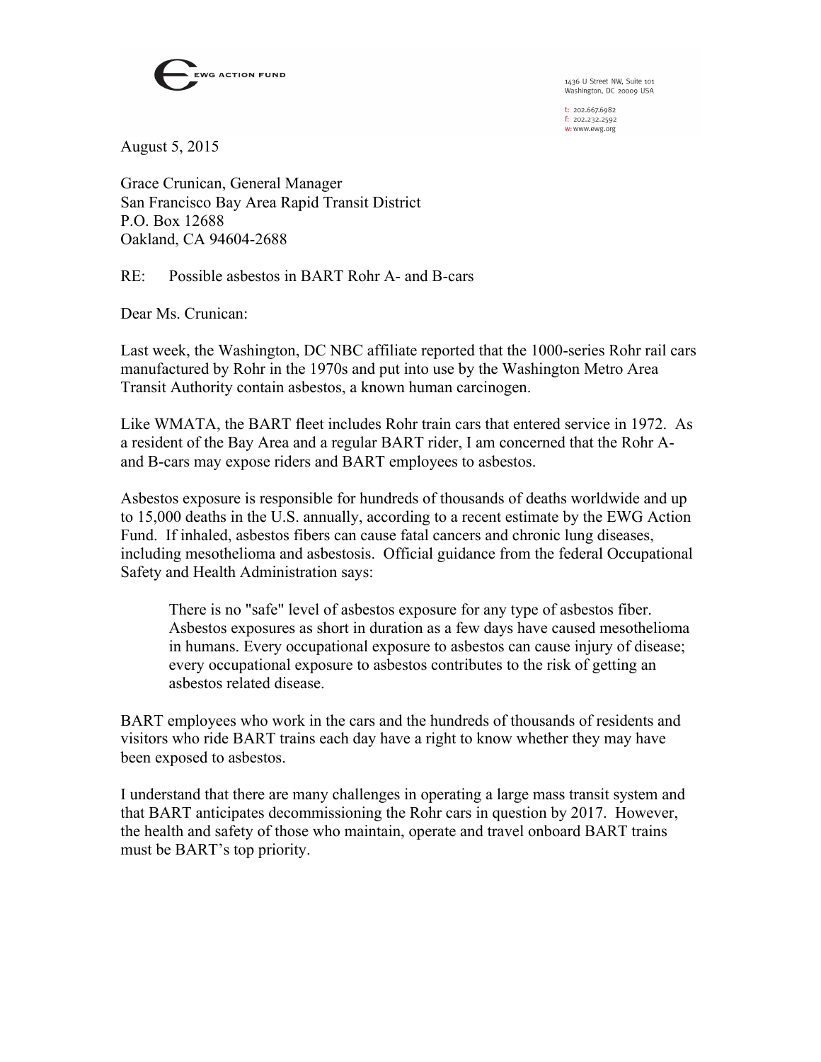EWG ACTION FUND

1436 U Street NW, Suite 101
Washington, DC 20009 USA

t: 202.667.6982
f: 202.232.2592
w: www.ewg.org

August 5, 2015

Grace Crunican, General Manager
San Francisco Bay Area Rapid Transit District
P.O. Box 12688
Oakland, CA 94604-2688

RE: Possible asbestos in BART Rohr A- and B-cars

Dear Ms. Crunican:

Last week, the Washington, DC NBC affiliate reported that the 1000-series Rohr rail cars manufactured by Rohr in the 1970s and put into use by the Washington Metro Area Transit Authority contain asbestos, a known human carcinogen.

Like WMATA, the BART fleet includes Rohr train cars that entered service in 1972. As a resident of the Bay Area and a regular BART rider, I am concerned that the Rohr A- and B-cars may expose riders and BART employees to asbestos.

Asbestos exposure is responsible for hundreds of thousands of deaths worldwide and up to 15,000 deaths in the U.S. annually, according to a recent estimate by the EWG Action Fund. If inhaled, asbestos fibers can cause fatal cancers and chronic lung diseases, including mesothelioma and asbestosis. Official guidance from the federal Occupational Safety and Health Administration says:

> There is no "safe" level of asbestos exposure for any type of asbestos fiber. Asbestos exposures as short in duration as a few days have caused mesothelioma in humans. Every occupational exposure to asbestos can cause injury of disease; every occupational exposure to asbestos contributes to the risk of getting an asbestos related disease.

BART employees who work in the cars and the hundreds of thousands of residents and visitors who ride BART trains each day have a right to know whether they may have been exposed to asbestos.

I understand that there are many challenges in operating a large mass transit system and that BART anticipates decommissioning the Rohr cars in question by 2017. However, the health and safety of those who maintain, operate and travel onboard BART trains must be BART's top priority.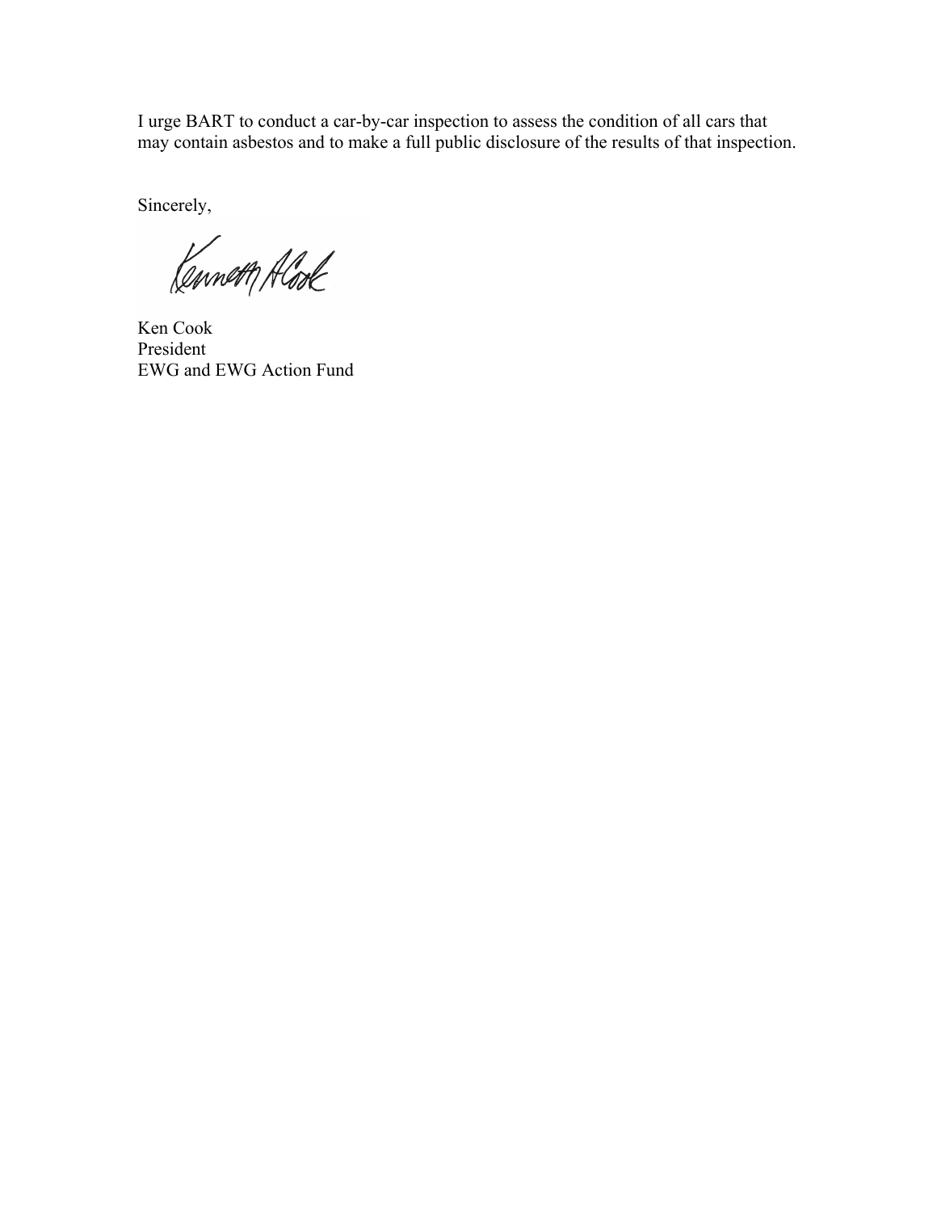I urge BART to conduct a car-by-car inspection to assess the condition of all cars that may contain asbestos and to make a full public disclosure of the results of that inspection.

Sincerely,

Ken Cook
President
EWG and EWG Action Fund